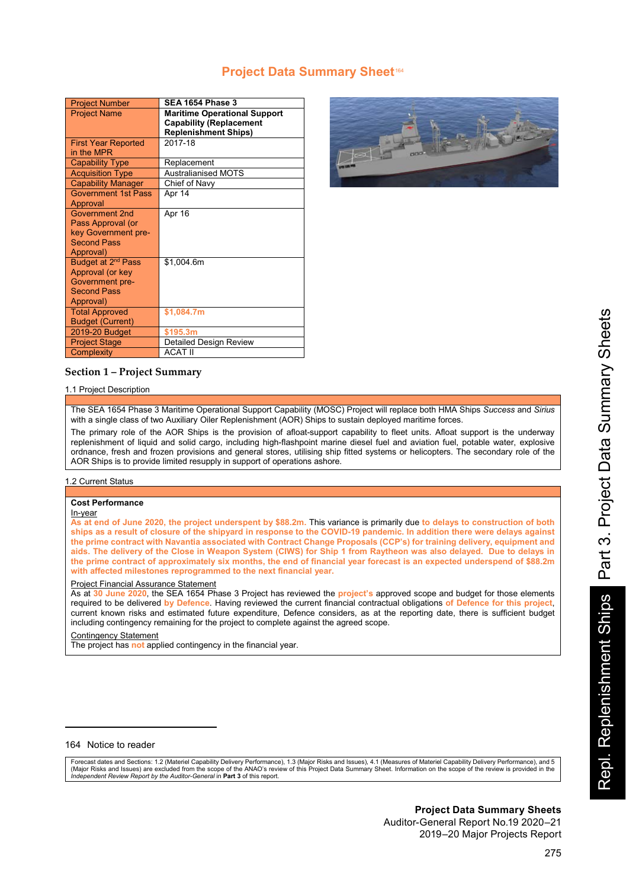# Project Data Summary Sheet[164]

| Project Number | SEA 1654 Phase 3 |
|---|---|
| Project Name | **Maritime Operational Support Capability (Replacement Replenishment Ships)** |
| First Year Reported in the MPR | 2017-18 |
| Capability Type | Replacement |
| Acquisition Type | Australianised MOTS |
| Capability Manager | Chief of Navy |
| Government 1st Pass Approval | Apr 14 |
| Government 2nd Pass Approval (or key Government pre-Second Pass Approval) | Apr 16 |
| Budget at 2nd Pass Approval (or key Government pre-Second Pass Approval) | $1,004.6m |
| Total Approved Budget (Current) | $1,084.7m |
| 2019-20 Budget | $195.3m |
| Project Stage | Detailed Design Review |
| Complexity | ACAT II |

## Section 1 – Project Summary

### 1.1 Project Description

The SEA 1654 Phase 3 Maritime Operational Support Capability (MOSC) Project will replace both HMA Ships *Success* and *Sirius* with a single class of two Auxiliary Oiler Replenishment (AOR) Ships to sustain deployed maritime forces.

The primary role of the AOR Ships is the provision of afloat-support capability to fleet units. Afloat support is the underway replenishment of liquid and solid cargo, including high-flashpoint marine diesel fuel and aviation fuel, potable water, explosive ordnance, fresh and frozen provisions and general stores, utilising ship fitted systems or helicopters. The secondary role of the AOR Ships is to provide limited resupply in support of operations ashore.

### 1.2 Current Status

**Cost Performance**

In-year

**As at end of June 2020, the project underspent by $88.2m.** This variance is primarily due **to delays to construction of both ships as a result of closure of the shipyard in response to the COVID-19 pandemic. In addition there were delays against the prime contract with Navantia associated with Contract Change Proposals (CCP's) for training delivery, equipment and aids. The delivery of the Close in Weapon System (CIWS) for Ship 1 from Raytheon was also delayed. Due to delays in the prime contract of approximately six months, the end of financial year forecast is an expected underspend of $88.2m with affected milestones reprogrammed to the next financial year.**

Project Financial Assurance Statement

As at 30 June 2020, the SEA 1654 Phase 3 Project has reviewed the project's approved scope and budget for those elements required to be delivered by Defence. Having reviewed the current financial contractual obligations of Defence for this project, current known risks and estimated future expenditure, Defence considers, as at the reporting date, there is sufficient budget including contingency remaining for the project to complete against the agreed scope.

Contingency Statement

The project has not applied contingency in the financial year.

164 Notice to reader

Forecast dates and Sections: 1.2 (Materiel Capability Delivery Performance), 1.3 (Major Risks and Issues), 4.1 (Measures of Materiel Capability Delivery Performance), and 5 (Major Risks and Issues) are excluded from the scope of the ANAO's review of this Project Data Summary Sheet. Information on the scope of the review is provided in the *Independent Review Report by the Auditor-General* in **Part 3** of this report.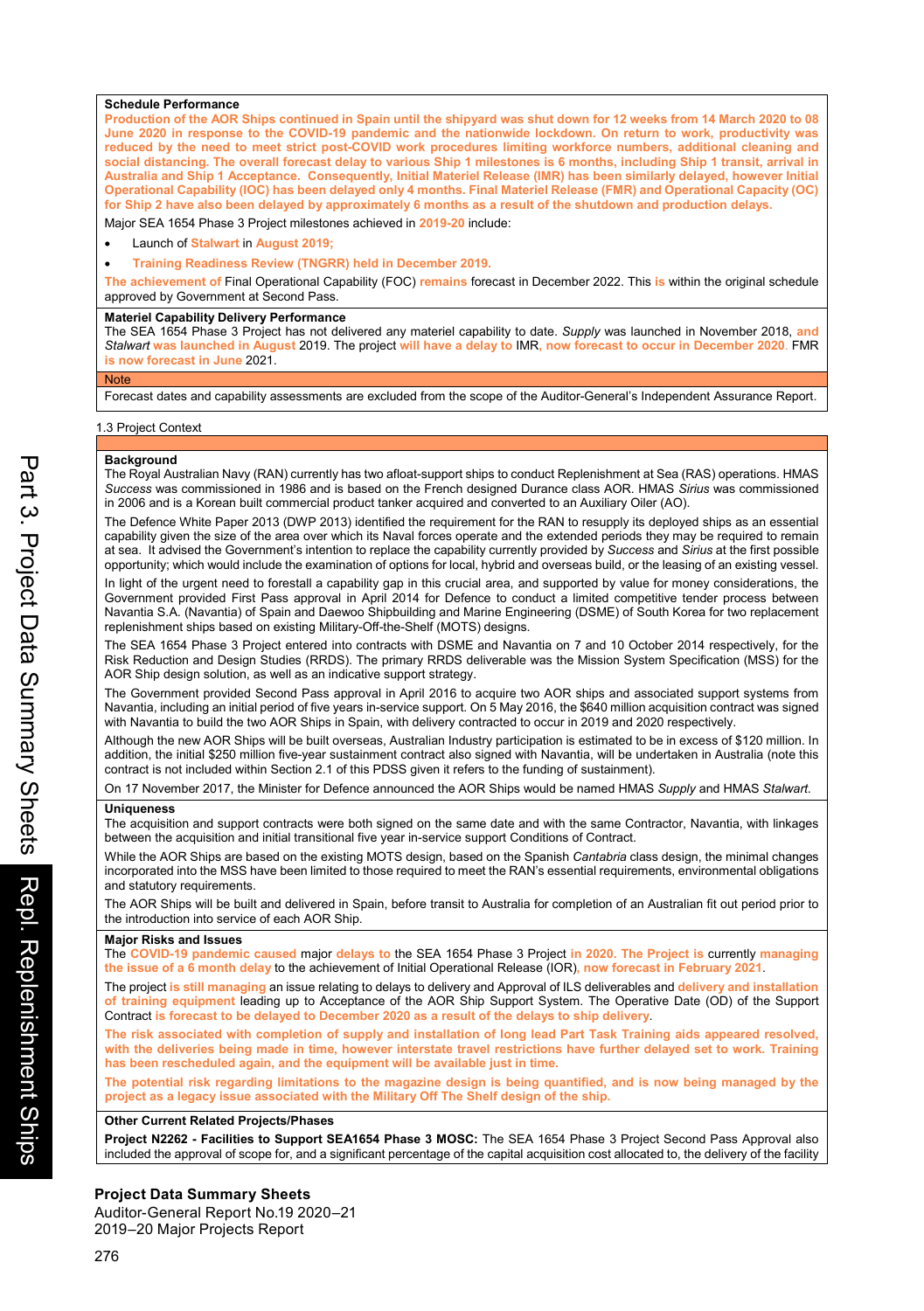**Schedule Performance**

**Production of the AOR Ships continued in Spain until the shipyard was shut down for 12 weeks from 14 March 2020 to 08 June 2020 in response to the COVID-19 pandemic and the nationwide lockdown. On return to work, productivity was reduced by the need to meet strict post-COVID work procedures limiting workforce numbers, additional cleaning and social distancing. The overall forecast delay to various Ship 1 milestones is 6 months, including Ship 1 transit, arrival in Australia and Ship 1 Acceptance. Consequently, Initial Materiel Release (IMR) has been similarly delayed, however Initial Operational Capability (IOC) has been delayed only 4 months. Final Materiel Release (FMR) and Operational Capacity (OC) for Ship 2 have also been delayed by approximately 6 months as a result of the shutdown and production delays.**

Major SEA 1654 Phase 3 Project milestones achieved in 2019-20 include:

- Launch of Stalwart in August 2019;
- **Training Readiness Review (TNGRR) held in December 2019.**

The achievement of Final Operational Capability (FOC) remains forecast in December 2022. This is within the original schedule approved by Government at Second Pass.

**Materiel Capability Delivery Performance**

The SEA 1654 Phase 3 Project has not delivered any materiel capability to date. *Supply* was launched in November 2018, and *Stalwart* was launched in August 2019. The project will have a delay to IMR, now forecast to occur in December 2020. FMR is now forecast in June 2021.

Note

Forecast dates and capability assessments are excluded from the scope of the Auditor-General's Independent Assurance Report.

1.3 Project Context

**Background**

The Royal Australian Navy (RAN) currently has two afloat-support ships to conduct Replenishment at Sea (RAS) operations. HMAS *Success* was commissioned in 1986 and is based on the French designed Durance class AOR. HMAS *Sirius* was commissioned in 2006 and is a Korean built commercial product tanker acquired and converted to an Auxiliary Oiler (AO).

The Defence White Paper 2013 (DWP 2013) identified the requirement for the RAN to resupply its deployed ships as an essential capability given the size of the area over which its Naval forces operate and the extended periods they may be required to remain at sea. It advised the Government's intention to replace the capability currently provided by *Success* and *Sirius* at the first possible opportunity; which would include the examination of options for local, hybrid and overseas build, or the leasing of an existing vessel.

In light of the urgent need to forestall a capability gap in this crucial area, and supported by value for money considerations, the Government provided First Pass approval in April 2014 for Defence to conduct a limited competitive tender process between Navantia S.A. (Navantia) of Spain and Daewoo Shipbuilding and Marine Engineering (DSME) of South Korea for two replacement replenishment ships based on existing Military-Off-the-Shelf (MOTS) designs.

The SEA 1654 Phase 3 Project entered into contracts with DSME and Navantia on 7 and 10 October 2014 respectively, for the Risk Reduction and Design Studies (RRDS). The primary RRDS deliverable was the Mission System Specification (MSS) for the AOR Ship design solution, as well as an indicative support strategy.

The Government provided Second Pass approval in April 2016 to acquire two AOR ships and associated support systems from Navantia, including an initial period of five years in-service support. On 5 May 2016, the $640 million acquisition contract was signed with Navantia to build the two AOR Ships in Spain, with delivery contracted to occur in 2019 and 2020 respectively.

Although the new AOR Ships will be built overseas, Australian Industry participation is estimated to be in excess of $120 million. In addition, the initial $250 million five-year sustainment contract also signed with Navantia, will be undertaken in Australia (note this contract is not included within Section 2.1 of this PDSS given it refers to the funding of sustainment).

On 17 November 2017, the Minister for Defence announced the AOR Ships would be named HMAS *Supply* and HMAS *Stalwart*.

**Uniqueness**

The acquisition and support contracts were both signed on the same date and with the same Contractor, Navantia, with linkages between the acquisition and initial transitional five year in-service support Conditions of Contract.

While the AOR Ships are based on the existing MOTS design, based on the Spanish *Cantabria* class design, the minimal changes incorporated into the MSS have been limited to those required to meet the RAN's essential requirements, environmental obligations and statutory requirements.

The AOR Ships will be built and delivered in Spain, before transit to Australia for completion of an Australian fit out period prior to the introduction into service of each AOR Ship.

**Major Risks and Issues**

The COVID-19 pandemic caused major delays to the SEA 1654 Phase 3 Project in 2020. The Project is currently managing the issue of a 6 month delay to the achievement of Initial Operational Release (IOR), now forecast in February 2021.

The project is still managing an issue relating to delays to delivery and Approval of ILS deliverables and delivery and installation of training equipment leading up to Acceptance of the AOR Ship Support System. The Operative Date (OD) of the Support Contract is forecast to be delayed to December 2020 as a result of the delays to ship delivery.

**The risk associated with completion of supply and installation of long lead Part Task Training aids appeared resolved, with the deliveries being made in time, however interstate travel restrictions have further delayed set to work. Training has been rescheduled again, and the equipment will be available just in time.**

**The potential risk regarding limitations to the magazine design is being quantified, and is now being managed by the project as a legacy issue associated with the Military Off The Shelf design of the ship.**

**Other Current Related Projects/Phases**

**Project N2262 - Facilities to Support SEA1654 Phase 3 MOSC:** The SEA 1654 Phase 3 Project Second Pass Approval also included the approval of scope for, and a significant percentage of the capital acquisition cost allocated to, the delivery of the facility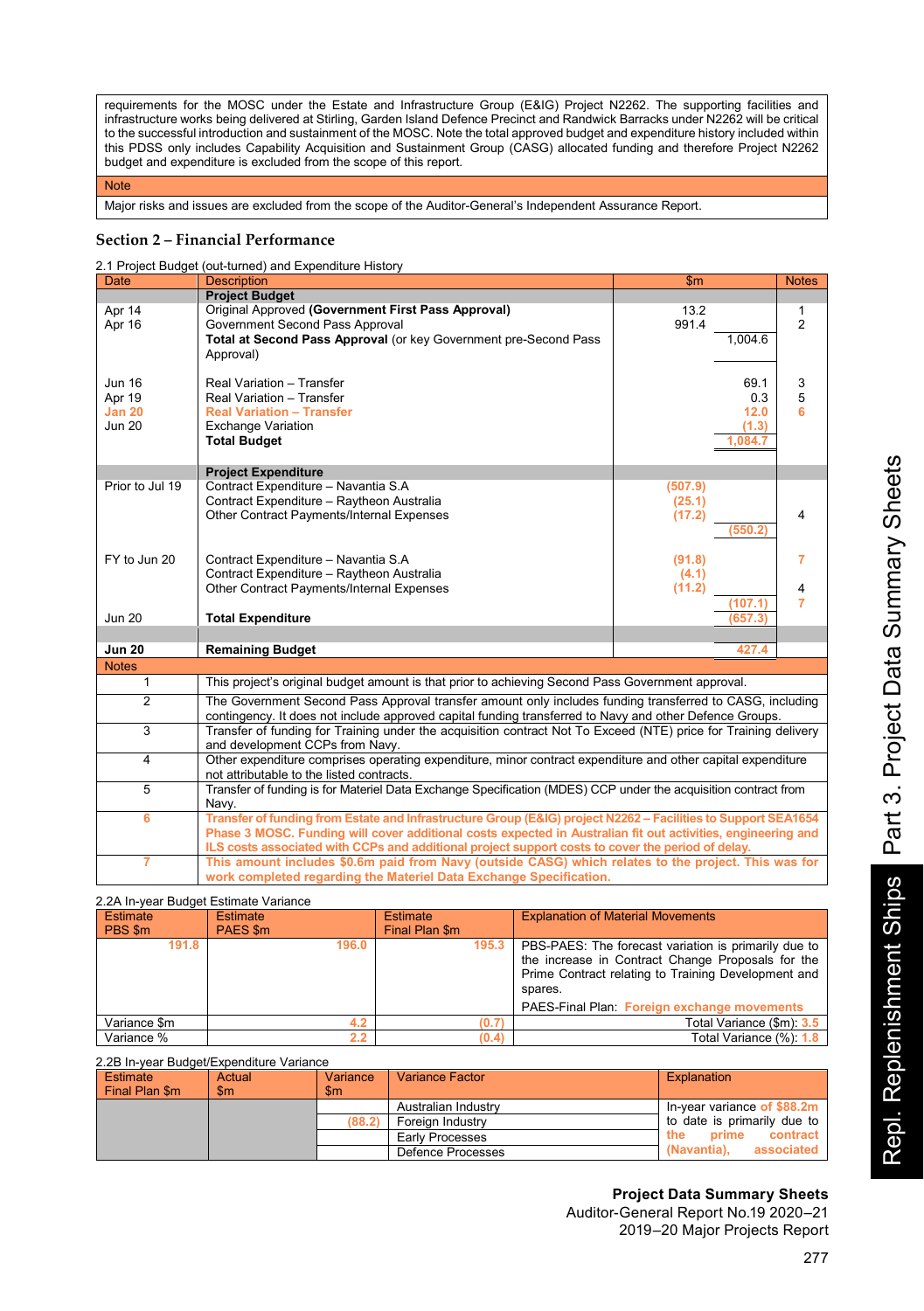| requirements for the MOSC under the Estate and Infrastructure Group (E&IG) Project N2262. The supporting facilities and infrastructure works being delivered at Stirling, Garden Island Defence Precinct and Randwick Barracks under N2262 will be critical to the successful introduction and sustainment of the MOSC. Note the total approved budget and expenditure history included within this PDSS only includes Capability Acquisition and Sustainment Group (CASG) allocated funding and therefore Project N2262 budget and expenditure is excluded from the scope of this report. |
|---|
| Note |
| Major risks and issues are excluded from the scope of the Auditor-General's Independent Assurance Report. |

## Section 2 – Financial Performance

2.1 Project Budget (out-turned) and Expenditure History

| Date | Description | $m | | Notes |
|---|---|---|---|---|
| | **Project Budget** | | | |
| Apr 14 | Original Approved **(Government First Pass Approval)** | 13.2 | | 1 |
| Apr 16 | Government Second Pass Approval | 991.4 | | 2 |
| | **Total at Second Pass Approval** (or key Government pre-Second Pass Approval) | | 1,004.6 | |
| Jun 16 | Real Variation – Transfer | | 69.1 | 3 |
| Apr 19 | Real Variation – Transfer | | 0.3 | 5 |
| Jan 20 | Real Variation – Transfer | | 12.0 | 6 |
| Jun 20 | Exchange Variation | | (1.3) | |
| | **Total Budget** | | 1,084.7 | |
| | **Project Expenditure** | | | |
| Prior to Jul 19 | Contract Expenditure – Navantia S.A | (507.9) | | |
| | Contract Expenditure – Raytheon Australia | (25.1) | | |
| | Other Contract Payments/Internal Expenses | (17.2) | | 4 |
| | | | (550.2) | |
| FY to Jun 20 | Contract Expenditure – Navantia S.A | (91.8) | | 7 |
| | Contract Expenditure – Raytheon Australia | (4.1) | | |
| | Other Contract Payments/Internal Expenses | (11.2) | | 4 |
| | | | (107.1) | 7 |
| Jun 20 | **Total Expenditure** | | (657.3) | |
| **Jun 20** | **Remaining Budget** | | 427.4 | |

| Notes | |
|---|---|
| 1 | This project's original budget amount is that prior to achieving Second Pass Government approval. |
| 2 | The Government Second Pass Approval transfer amount only includes funding transferred to CASG, including contingency. It does not include approved capital funding transferred to Navy and other Defence Groups. |
| 3 | Transfer of funding for Training under the acquisition contract Not To Exceed (NTE) price for Training delivery and development CCPs from Navy. |
| 4 | Other expenditure comprises operating expenditure, minor contract expenditure and other capital expenditure not attributable to the listed contracts. |
| 5 | Transfer of funding is for Materiel Data Exchange Specification (MDES) CCP under the acquisition contract from Navy. |
| 6 | **Transfer of funding from Estate and Infrastructure Group (E&IG) project N2262 – Facilities to Support SEA1654 Phase 3 MOSC. Funding will cover additional costs expected in Australian fit out activities, engineering and ILS costs associated with CCPs and additional project support costs to cover the period of delay.** |
| 7 | **This amount includes $0.6m paid from Navy (outside CASG) which relates to the project. This was for work completed regarding the Materiel Data Exchange Specification.** |

2.2A In-year Budget Estimate Variance

| Estimate PBS $m | Estimate PAES $m | Estimate Final Plan $m | Explanation of Material Movements |
|---|---|---|---|
| 191.8 | 196.0 | 195.3 | PBS-PAES: The forecast variation is primarily due to the increase in Contract Change Proposals for the Prime Contract relating to Training Development and spares.<br>PAES-Final Plan: Foreign exchange movements |
| Variance $m | 4.2 | (0.7) | Total Variance ($m): 3.5 |
| Variance % | 2.2 | (0.4) | Total Variance (%): 1.8 |

2.2B In-year Budget/Expenditure Variance

| Estimate Final Plan $m | Actual $m | Variance $m | Variance Factor | Explanation |
|---|---|---|---|---|
| | | | Australian Industry | In-year variance of $88.2m to date is primarily due to the prime contract (Navantia), associated |
| | | (88.2) | Foreign Industry | |
| | | | Early Processes | |
| | | | Defence Processes | |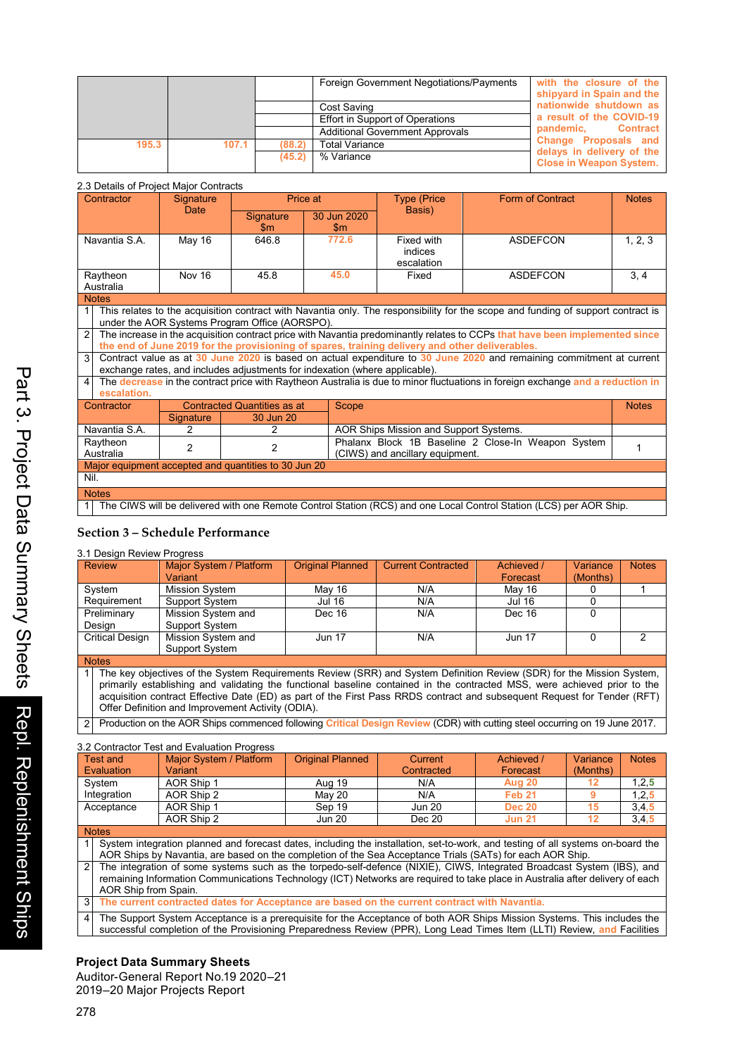| | | | Foreign Government Negotiations/Payments | with the closure of the shipyard in Spain and the nationwide shutdown as a result of the COVID-19 pandemic, Contract Change Proposals and delays in delivery of the Close in Weapon System. |
|---|---|---|---|---|
| | | | Cost Saving | |
| | | | Effort in Support of Operations | |
| | | | Additional Government Approvals | |
| 195.3 | 107.1 | (88.2) | Total Variance | |
| | | (45.2) | % Variance | |

2.3 Details of Project Major Contracts

| Contractor | Signature Date | Price at | | Type (Price Basis) | Form of Contract | Notes |
|---|---|---|---|---|---|---|
| | | Signature $m | 30 Jun 2020 $m | | | |
| Navantia S.A. | May 16 | 646.8 | 772.6 | Fixed with indices escalation | ASDEFCON | 1, 2, 3 |
| Raytheon Australia | Nov 16 | 45.8 | 45.0 | Fixed | ASDEFCON | 3, 4 |

Notes

1. This relates to the acquisition contract with Navantia only. The responsibility for the scope and funding of support contract is under the AOR Systems Program Office (AORSPO).
2. The increase in the acquisition contract price with Navantia predominantly relates to CCPs that have been implemented since the end of June 2019 for the provisioning of spares, training delivery and other deliverables.
3. Contract value as at 30 June 2020 is based on actual expenditure to 30 June 2020 and remaining commitment at current exchange rates, and includes adjustments for indexation (where applicable).
4. The decrease in the contract price with Raytheon Australia is due to minor fluctuations in foreign exchange and a reduction in escalation.

| Contractor | Contracted Quantities as at | | Scope | Notes |
|---|---|---|---|---|
| | Signature | 30 Jun 20 | | |
| Navantia S.A. | 2 | 2 | AOR Ships Mission and Support Systems. | |
| Raytheon Australia | 2 | 2 | Phalanx Block 1B Baseline 2 Close-In Weapon System (CIWS) and ancillary equipment. | 1 |

Major equipment accepted and quantities to 30 Jun 20

Nil.

Notes

1. The CIWS will be delivered with one Remote Control Station (RCS) and one Local Control Station (LCS) per AOR Ship.

## Section 3 – Schedule Performance

3.1 Design Review Progress

| Review | Major System / Platform Variant | Original Planned | Current Contracted | Achieved / Forecast | Variance (Months) | Notes |
|---|---|---|---|---|---|---|
| System Requirement | Mission System | May 16 | N/A | May 16 | 0 | 1 |
| | Support System | Jul 16 | N/A | Jul 16 | 0 | |
| Preliminary Design | Mission System and Support System | Dec 16 | N/A | Dec 16 | 0 | |
| Critical Design | Mission System and Support System | Jun 17 | N/A | Jun 17 | 0 | 2 |

Notes

1. The key objectives of the System Requirements Review (SRR) and System Definition Review (SDR) for the Mission System, primarily establishing and validating the functional baseline contained in the contracted MSS, were achieved prior to the acquisition contract Effective Date (ED) as part of the First Pass RRDS contract and subsequent Request for Tender (RFT) Offer Definition and Improvement Activity (ODIA).
2. Production on the AOR Ships commenced following Critical Design Review (CDR) with cutting steel occurring on 19 June 2017.

3.2 Contractor Test and Evaluation Progress

| Test and Evaluation | Major System / Platform Variant | Original Planned | Current Contracted | Achieved / Forecast | Variance (Months) | Notes |
|---|---|---|---|---|---|---|
| System Integration | AOR Ship 1 | Aug 19 | N/A | Aug 20 | 12 | 1,2,5 |
| | AOR Ship 2 | May 20 | N/A | Feb 21 | 9 | 1,2,5 |
| Acceptance | AOR Ship 1 | Sep 19 | Jun 20 | Dec 20 | 15 | 3,4,5 |
| | AOR Ship 2 | Jun 20 | Dec 20 | Jun 21 | 12 | 3,4,5 |

Notes

1. System integration planned and forecast dates, including the installation, set-to-work, and testing of all systems on-board the AOR Ships by Navantia, are based on the completion of the Sea Acceptance Trials (SATs) for each AOR Ship.
2. The integration of some systems such as the torpedo-self-defence (NIXIE), CIWS, Integrated Broadcast System (IBS), and remaining Information Communications Technology (ICT) Networks are required to take place in Australia after delivery of each AOR Ship from Spain.
3. The current contracted dates for Acceptance are based on the current contract with Navantia.
4. The Support System Acceptance is a prerequisite for the Acceptance of both AOR Ships Mission Systems. This includes the successful completion of the Provisioning Preparedness Review (PPR), Long Lead Times Item (LLTI) Review, and Facilities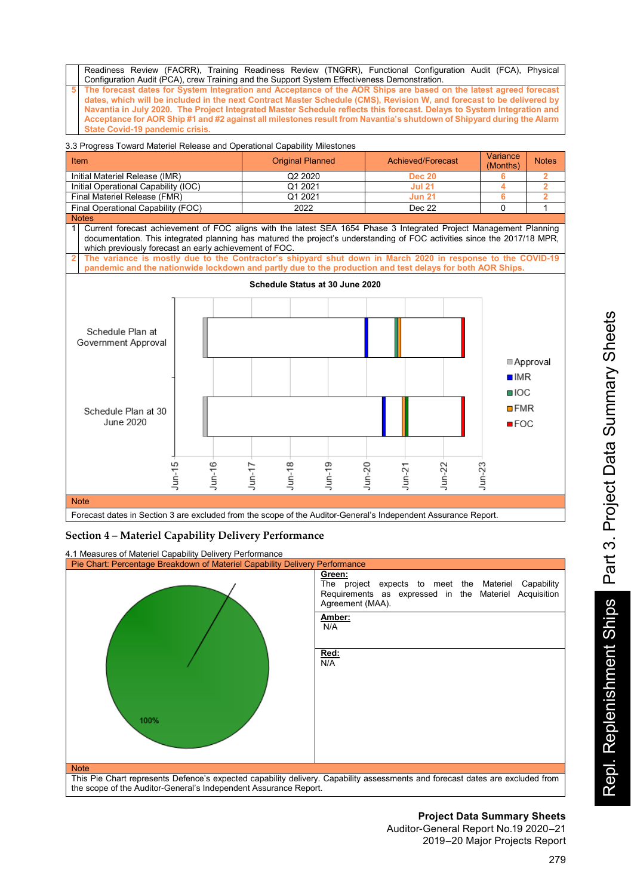| | |
|---|---|
| | Readiness Review (FACRR), Training Readiness Review (TNGRR), Functional Configuration Audit (FCA), Physical Configuration Audit (PCA), crew Training and the Support System Effectiveness Demonstration. |
| 5 | **The forecast dates for System Integration and Acceptance of the AOR Ships are based on the latest agreed forecast dates, which will be included in the next Contract Master Schedule (CMS), Revision W, and forecast to be delivered by Navantia in July 2020. The Project Integrated Master Schedule reflects this forecast. Delays to System Integration and Acceptance for AOR Ship #1 and #2 against all milestones result from Navantia's shutdown of Shipyard during the Alarm State Covid-19 pandemic crisis.** |

3.3 Progress Toward Materiel Release and Operational Capability Milestones

| Item | Original Planned | Achieved/Forecast | Variance (Months) | Notes |
|---|---|---|---|---|
| Initial Materiel Release (IMR) | Q2 2020 | **Dec 20** | **6** | **2** |
| Initial Operational Capability (IOC) | Q1 2021 | **Jul 21** | **4** | **2** |
| Final Materiel Release (FMR) | Q1 2021 | **Jun 21** | **6** | **2** |
| Final Operational Capability (FOC) | 2022 | Dec 22 | 0 | 1 |

Notes

| | |
|---|---|
| 1 | Current forecast achievement of FOC aligns with the latest SEA 1654 Phase 3 Integrated Project Management Planning documentation. This integrated planning has matured the project's understanding of FOC activities since the 2017/18 MPR, which previously forecast an early achievement of FOC. |
| 2 | **The variance is mostly due to the Contractor's shipyard shut down in March 2020 in response to the COVID-19 pandemic and the nationwide lockdown and partly due to the production and test delays for both AOR Ships.** |

**Schedule Status at 30 June 2020**

Schedule Plan at Government Approval

Schedule Plan at 30 June 2020

Legend: Approval, IMR, IOC, FMR, FOC

Jun-15, Jun-16, Jun-17, Jun-18, Jun-19, Jun-20, Jun-21, Jun-22, Jun-23

Note

Forecast dates in Section 3 are excluded from the scope of the Auditor-General's Independent Assurance Report.

## Section 4 – Materiel Capability Delivery Performance

4.1 Measures of Materiel Capability Delivery Performance

Pie Chart: Percentage Breakdown of Materiel Capability Delivery Performance

100%

**Green:**
The project expects to meet the Materiel Capability Requirements as expressed in the Materiel Acquisition Agreement (MAA).

**Amber:**
N/A

**Red:**
N/A

Note

This Pie Chart represents Defence's expected capability delivery. Capability assessments and forecast dates are excluded from the scope of the Auditor-General's Independent Assurance Report.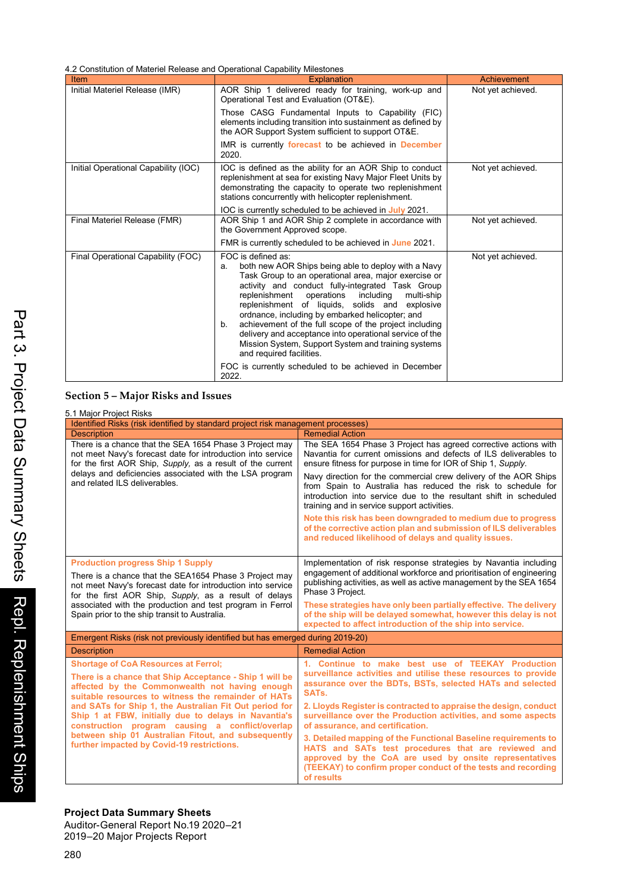4.2 Constitution of Materiel Release and Operational Capability Milestones

| Item | Explanation | Achievement |
| --- | --- | --- |
| Initial Materiel Release (IMR) | AOR Ship 1 delivered ready for training, work-up and Operational Test and Evaluation (OT&E).<br><br>Those CASG Fundamental Inputs to Capability (FIC) elements including transition into sustainment as defined by the AOR Support System sufficient to support OT&E.<br><br>IMR is currently **forecast** to be achieved in **December** 2020. | Not yet achieved. |
| Initial Operational Capability (IOC) | IOC is defined as the ability for an AOR Ship to conduct replenishment at sea for existing Navy Major Fleet Units by demonstrating the capacity to operate two replenishment stations concurrently with helicopter replenishment.<br><br>IOC is currently scheduled to be achieved in **July** 2021. | Not yet achieved. |
| Final Materiel Release (FMR) | AOR Ship 1 and AOR Ship 2 complete in accordance with the Government Approved scope.<br><br>FMR is currently scheduled to be achieved in **June** 2021. | Not yet achieved. |
| Final Operational Capability (FOC) | FOC is defined as:<br>a. both new AOR Ships being able to deploy with a Navy Task Group to an operational area, major exercise or activity and conduct fully-integrated Task Group replenishment operations including multi-ship replenishment of liquids, solids and explosive ordnance, including by embarked helicopter; and<br>b. achievement of the full scope of the project including delivery and acceptance into operational service of the Mission System, Support System and training systems and required facilities.<br><br>FOC is currently scheduled to be achieved in December 2022. | Not yet achieved. |

## Section 5 – Major Risks and Issues

5.1 Major Project Risks

| Identified Risks (risk identified by standard project risk management processes) | |
| --- | --- |
| Description | Remedial Action |
| There is a chance that the SEA 1654 Phase 3 Project may not meet Navy's forecast date for introduction into service for the first AOR Ship, *Supply*, as a result of the current delays and deficiencies associated with the LSA program and related ILS deliverables. | The SEA 1654 Phase 3 Project has agreed corrective actions with Navantia for current omissions and defects of ILS deliverables to ensure fitness for purpose in time for IOR of Ship 1, *Supply*.<br><br>Navy direction for the commercial crew delivery of the AOR Ships from Spain to Australia has reduced the risk to schedule for introduction into service due to the resultant shift in scheduled training and in service support activities.<br><br>**Note this risk has been downgraded to medium due to progress of the corrective action plan and submission of ILS deliverables and reduced likelihood of delays and quality issues.** |
| **Production progress Ship 1 Supply**<br><br>There is a chance that the SEA1654 Phase 3 Project may not meet Navy's forecast date for introduction into service for the first AOR Ship, *Supply*, as a result of delays associated with the production and test program in Ferrol Spain prior to the ship transit to Australia. | Implementation of risk response strategies by Navantia including engagement of additional workforce and prioritisation of engineering publishing activities, as well as active management by the SEA 1654 Phase 3 Project.<br><br>**These strategies have only been partially effective. The delivery of the ship will be delayed somewhat, however this delay is not expected to affect introduction of the ship into service.** |
| **Emergent Risks (risk not previously identified but has emerged during 2019-20)** | |
| Description | Remedial Action |
| **Shortage of CoA Resources at Ferrol;**<br><br>**There is a chance that Ship Acceptance - Ship 1 will be affected by the Commonwealth not having enough suitable resources to witness the remainder of HATs and SATs for Ship 1, the Australian Fit Out period for Ship 1 at FBW, initially due to delays in Navantia's construction program causing a conflict/overlap between ship 01 Australian Fitout, and subsequently further impacted by Covid-19 restrictions.** | **1. Continue to make best use of TEEKAY Production surveillance activities and utilise these resources to provide assurance over the BDTs, BSTs, selected HATs and selected SATs.**<br><br>**2. Lloyds Register is contracted to appraise the design, conduct surveillance over the Production activities, and some aspects of assurance, and certification.**<br><br>**3. Detailed mapping of the Functional Baseline requirements to HATS and SATs test procedures that are reviewed and approved by the CoA are used by onsite representatives (TEEKAY) to confirm proper conduct of the tests and recording of results** |

**Project Data Summary Sheets**
Auditor-General Report No.19 2020–21
2019–20 Major Projects Report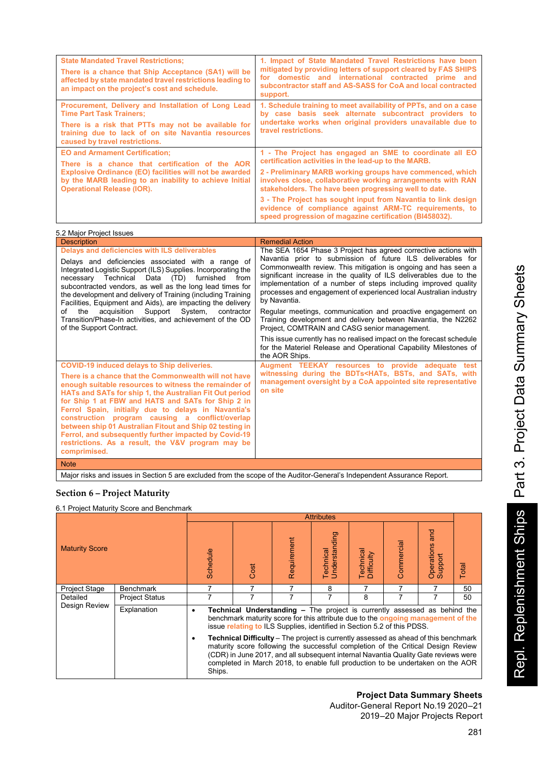| | |
|---|---|
| **State Mandated Travel Restrictions;**<br><br>**There is a chance that Ship Acceptance (SA1) will be affected by state mandated travel restrictions leading to an impact on the project's cost and schedule.** | **1. Impact of State Mandated Travel Restrictions have been mitigated by providing letters of support cleared by FAS SHIPS for domestic and international contracted prime and subcontractor staff and AS-SASS for CoA and local contracted support.** |
| **Procurement, Delivery and Installation of Long Lead Time Part Task Trainers;**<br><br>**There is a risk that PTTs may not be available for training due to lack of on site Navantia resources caused by travel restrictions.** | **1. Schedule training to meet availability of PPTs, and on a case by case basis seek alternate subcontract providers to undertake works when original providers unavailable due to travel restrictions.** |
| **EO and Armament Certification;**<br><br>**There is a chance that certification of the AOR Explosive Ordinance (EO) facilities will not be awarded by the MARB leading to an inability to achieve Initial Operational Release (IOR).** | **1 - The Project has engaged an SME to coordinate all EO certification activities in the lead-up to the MARB.**<br><br>**2 - Preliminary MARB working groups have commenced, which involves close, collaborative working arrangements with RAN stakeholders. The have been progressing well to date.**<br><br>**3 - The Project has sought input from Navantia to link design evidence of compliance against ARM-TC requirements, to speed progression of magazine certification (BI458032).** |

5.2 Major Project Issues

| Description | Remedial Action |
|---|---|
| **Delays and deficiencies with ILS deliverables**<br><br>Delays and deficiencies associated with a range of Integrated Logistic Support (ILS) Supplies. Incorporating the necessary Technical Data (TD) furnished from subcontracted vendors, as well as the long lead times for the development and delivery of Training (including Training Facilities, Equipment and Aids), are impacting the delivery of the acquisition Support System, contractor Transition/Phase-In activities, and achievement of the OD of the Support Contract. | The SEA 1654 Phase 3 Project has agreed corrective actions with Navantia prior to submission of future ILS deliverables for Commonwealth review. This mitigation is ongoing and has seen a significant increase in the quality of ILS deliverables due to the implementation of a number of steps including improved quality processes and engagement of experienced local Australian industry by Navantia.<br><br>Regular meetings, communication and proactive engagement on Training development and delivery between Navantia, the N2262 Project, COMTRAIN and CASG senior management.<br><br>This issue currently has no realised impact on the forecast schedule for the Materiel Release and Operational Capability Milestones of the AOR Ships. |
| **COVID-19 induced delays to Ship deliveries.**<br><br>**There is a chance that the Commonwealth will not have enough suitable resources to witness the remainder of HATs and SATs for ship 1, the Australian Fit Out period for Ship 1 at FBW and HATS and SATs for Ship 2 in Ferrol Spain, initially due to delays in Navantia's construction program causing a conflict/overlap between ship 01 Australian Fitout and Ship 02 testing in Ferrol, and subsequently further impacted by Covid-19 restrictions. As a result, the V&V program may be comprimised.** | **Augment TEEKAY resources to provide adequate test witnessing during the BDTs<HATs, BSTs, and SATs, with management oversight by a CoA appointed site representative on site** |
| Note | |
| Major risks and issues in Section 5 are excluded from the scope of the Auditor-General's Independent Assurance Report. | |

## Section 6 – Project Maturity

6.1 Project Maturity Score and Benchmark

| Maturity Score | | Schedule | Cost | Requirement | Technical Understanding | Technical Difficulty | Commercial | Operations and Support | Total |
|---|---|---|---|---|---|---|---|---|---|
| Project Stage | Benchmark | 7 | 7 | 7 | 8 | 7 | 7 | 7 | 50 |
| Detailed Design Review | Project Status | 7 | 7 | 7 | 7 | 8 | 7 | 7 | 50 |
| | Explanation | • **Technical Understanding** – The project is currently assessed as behind the benchmark maturity score for this attribute due to the ongoing management of the issue relating to ILS Supplies, identified in Section 5.2 of this PDSS.<br>• **Technical Difficulty** – The project is currently assessed as ahead of this benchmark maturity score following the successful completion of the Critical Design Review (CDR) in June 2017, and all subsequent internal Navantia Quality Gate reviews were completed in March 2018, to enable full production to be undertaken on the AOR Ships. | | | | | | | |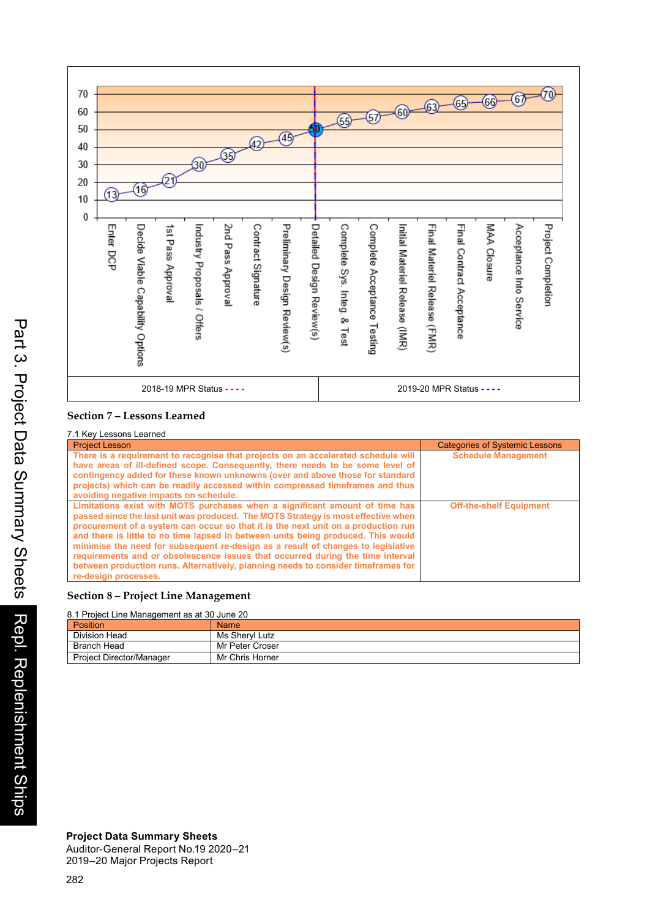70
60
50
40
30
20
10
0

13 16 21 30 35 42 45 50 55 57 60 63 65 66 67 70

Enter DCP
Decide Viable Capability Options
1st Pass Approval
Industry Proposals / Offers
2nd Pass Approval
Contract Signature
Preliminary Design Review(s)
Detailed Design Review(s)
Complete Sys. Integ. & Test
Complete Acceptance Testing
Initial Materiel Release (IMR)
Final Materiel Release (FMR)
Final Contract Acceptance
MAA Closure
Acceptance Into Service
Project Completion

2018-19 MPR Status - - - -
2019-20 MPR Status - - - -

## Section 7 – Lessons Learned

7.1 Key Lessons Learned

| Project Lesson | Categories of Systemic Lessons |
|---|---|
| There is a requirement to recognise that projects on an accelerated schedule will have areas of ill-defined scope. Consequently, there needs to be some level of contingency added for these known unknowns (over and above those for standard projects) which can be readily accessed within compressed timeframes and thus avoiding negative impacts on schedule. | Schedule Management |
| Limitations exist with MOTS purchases when a significant amount of time has passed since the last unit was produced. The MOTS Strategy is most effective when procurement of a system can occur so that it is the next unit on a production run and there is little to no time lapsed in between units being produced. This would minimise the need for subsequent re-design as a result of changes to legislative requirements and or obsolescence issues that occurred during the time interval between production runs. Alternatively, planning needs to consider timeframes for re-design processes. | Off-the-shelf Equipment |

## Section 8 – Project Line Management

8.1 Project Line Management as at 30 June 20

| Position | Name |
|---|---|
| Division Head | Ms Sheryl Lutz |
| Branch Head | Mr Peter Croser |
| Project Director/Manager | Mr Chris Horner |